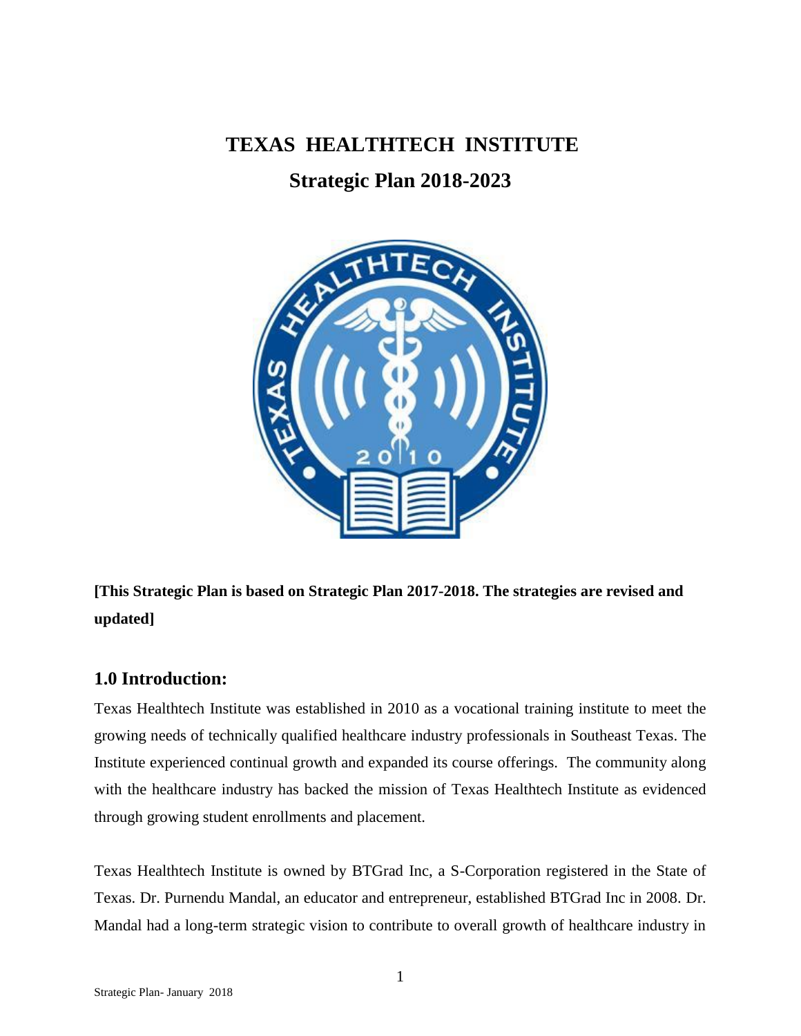# TEXAS HEALTHTECH INSTITUTE

## Strategic Plan 2018-2023

**[This Strategic Plan is based on Strategic Plan 2017-2018. The strategies are revised and updated]**

## 1.0 Introduction:

Texas Healthtech Institute was established in 2010 as a vocational training institute to meet the growing needs of technically qualified healthcare industry professionals in Southeast Texas. The Institute experienced continual growth and expanded its course offerings. The community along with the healthcare industry has backed the mission of Texas Healthtech Institute as evidenced through growing student enrollments and placement.

Texas Healthtech Institute is owned by BTGrad Inc, a S-Corporation registered in the State of Texas. Dr. Purnendu Mandal, an educator and entrepreneur, established BTGrad Inc in 2008. Dr. Mandal had a long-term strategic vision to contribute to overall growth of healthcare industry in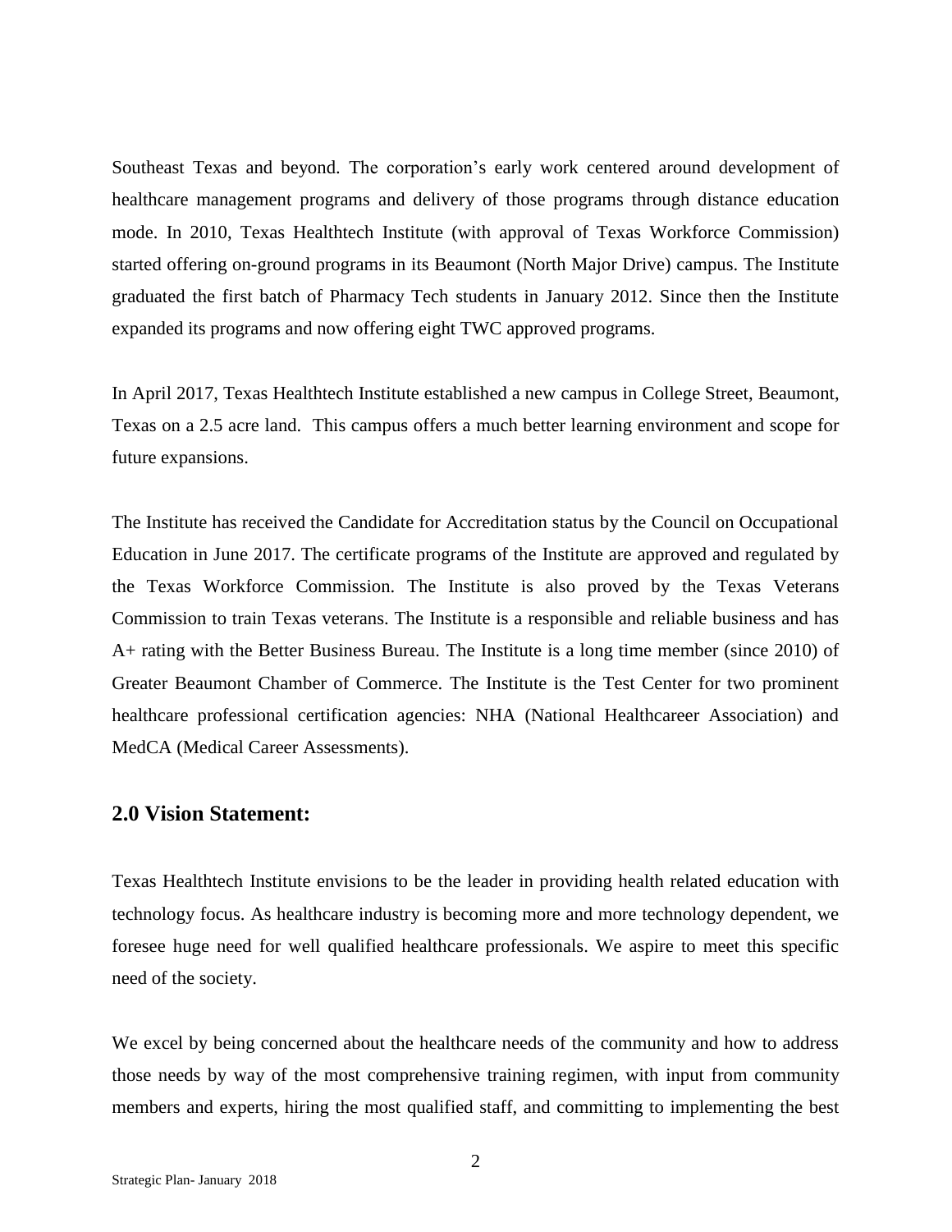Southeast Texas and beyond. The corporation's early work centered around development of healthcare management programs and delivery of those programs through distance education mode. In 2010, Texas Healthtech Institute (with approval of Texas Workforce Commission) started offering on-ground programs in its Beaumont (North Major Drive) campus. The Institute graduated the first batch of Pharmacy Tech students in January 2012. Since then the Institute expanded its programs and now offering eight TWC approved programs.

In April 2017, Texas Healthtech Institute established a new campus in College Street, Beaumont, Texas on a 2.5 acre land. This campus offers a much better learning environment and scope for future expansions.

The Institute has received the Candidate for Accreditation status by the Council on Occupational Education in June 2017. The certificate programs of the Institute are approved and regulated by the Texas Workforce Commission. The Institute is also proved by the Texas Veterans Commission to train Texas veterans. The Institute is a responsible and reliable business and has A+ rating with the Better Business Bureau. The Institute is a long time member (since 2010) of Greater Beaumont Chamber of Commerce. The Institute is the Test Center for two prominent healthcare professional certification agencies: NHA (National Healthcareer Association) and MedCA (Medical Career Assessments).

## 2.0 Vision Statement:

Texas Healthtech Institute envisions to be the leader in providing health related education with technology focus. As healthcare industry is becoming more and more technology dependent, we foresee huge need for well qualified healthcare professionals. We aspire to meet this specific need of the society.

We excel by being concerned about the healthcare needs of the community and how to address those needs by way of the most comprehensive training regimen, with input from community members and experts, hiring the most qualified staff, and committing to implementing the best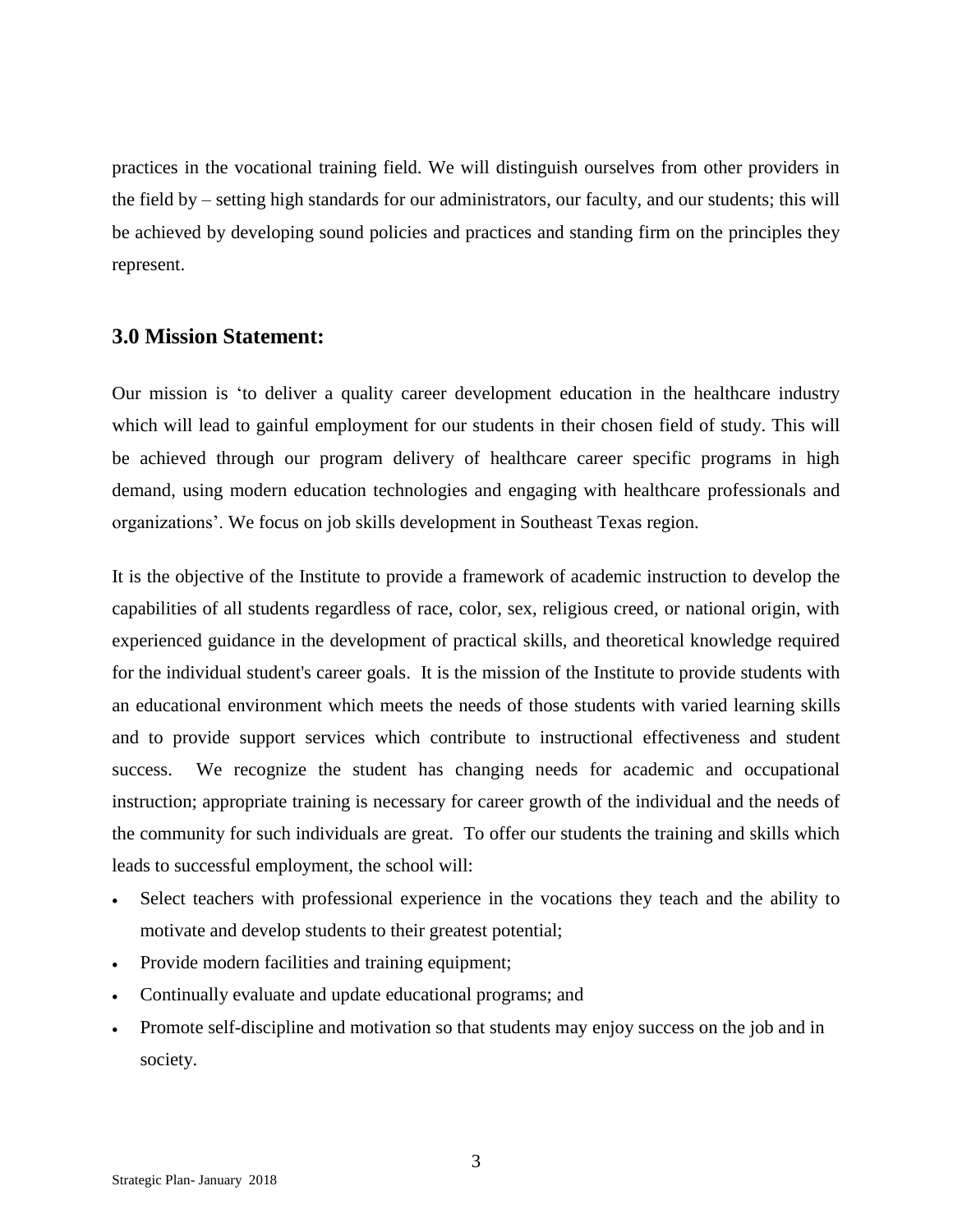practices in the vocational training field. We will distinguish ourselves from other providers in the field by – setting high standards for our administrators, our faculty, and our students; this will be achieved by developing sound policies and practices and standing firm on the principles they represent.

## 3.0 Mission Statement:

Our mission is 'to deliver a quality career development education in the healthcare industry which will lead to gainful employment for our students in their chosen field of study. This will be achieved through our program delivery of healthcare career specific programs in high demand, using modern education technologies and engaging with healthcare professionals and organizations'. We focus on job skills development in Southeast Texas region.

It is the objective of the Institute to provide a framework of academic instruction to develop the capabilities of all students regardless of race, color, sex, religious creed, or national origin, with experienced guidance in the development of practical skills, and theoretical knowledge required for the individual student's career goals. It is the mission of the Institute to provide students with an educational environment which meets the needs of those students with varied learning skills and to provide support services which contribute to instructional effectiveness and student success. We recognize the student has changing needs for academic and occupational instruction; appropriate training is necessary for career growth of the individual and the needs of the community for such individuals are great. To offer our students the training and skills which leads to successful employment, the school will:

- Select teachers with professional experience in the vocations they teach and the ability to motivate and develop students to their greatest potential;
- Provide modern facilities and training equipment;
- Continually evaluate and update educational programs; and
- Promote self-discipline and motivation so that students may enjoy success on the job and in society.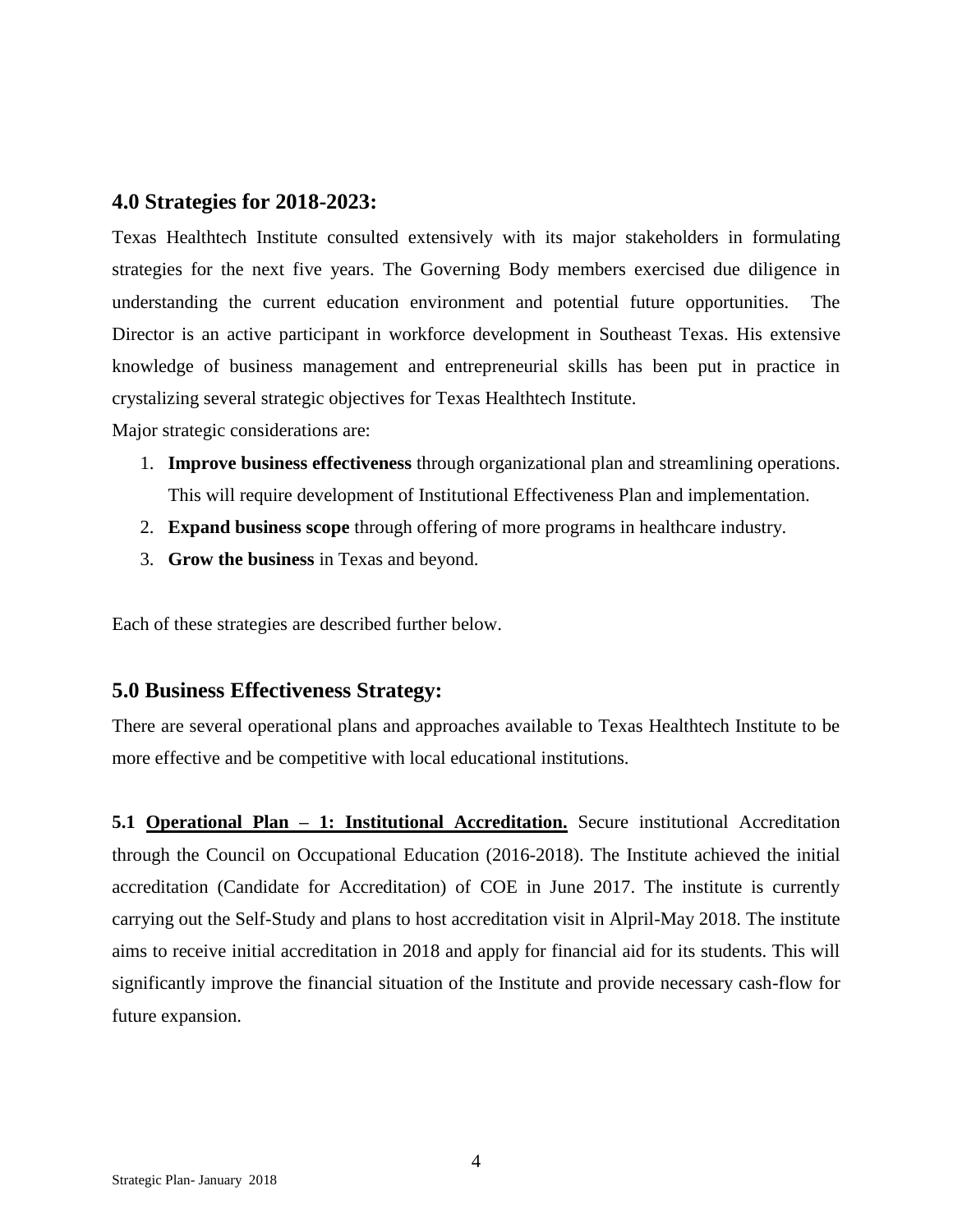## 4.0 Strategies for 2018-2023:

Texas Healthtech Institute consulted extensively with its major stakeholders in formulating strategies for the next five years. The Governing Body members exercised due diligence in understanding the current education environment and potential future opportunities. The Director is an active participant in workforce development in Southeast Texas. His extensive knowledge of business management and entrepreneurial skills has been put in practice in crystalizing several strategic objectives for Texas Healthtech Institute.

Major strategic considerations are:

1. **Improve business effectiveness** through organizational plan and streamlining operations. This will require development of Institutional Effectiveness Plan and implementation.
2. **Expand business scope** through offering of more programs in healthcare industry.
3. **Grow the business** in Texas and beyond.

Each of these strategies are described further below.

## 5.0 Business Effectiveness Strategy:

There are several operational plans and approaches available to Texas Healthtech Institute to be more effective and be competitive with local educational institutions.

**5.1 <u>Operational Plan – 1: Institutional Accreditation.</u>** Secure institutional Accreditation through the Council on Occupational Education (2016-2018). The Institute achieved the initial accreditation (Candidate for Accreditation) of COE in June 2017. The institute is currently carrying out the Self-Study and plans to host accreditation visit in Alpril-May 2018. The institute aims to receive initial accreditation in 2018 and apply for financial aid for its students. This will significantly improve the financial situation of the Institute and provide necessary cash-flow for future expansion.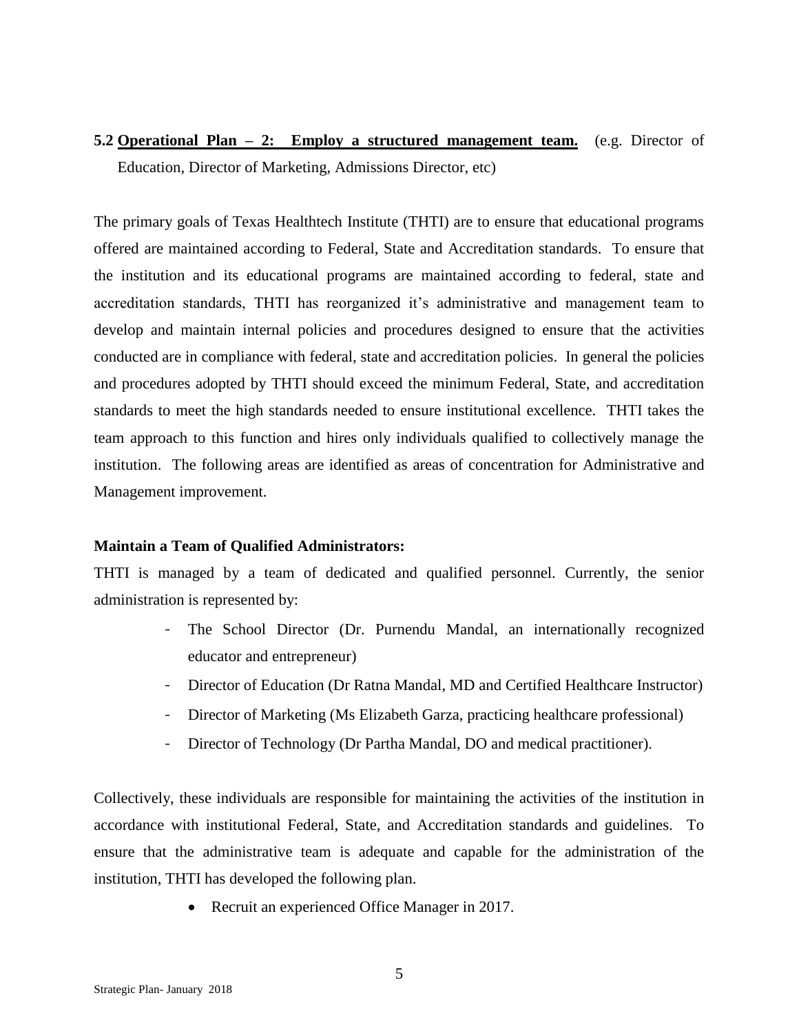### 5.2 **Operational Plan – 2: Employ a structured management team.** (e.g. Director of Education, Director of Marketing, Admissions Director, etc)

The primary goals of Texas Healthtech Institute (THTI) are to ensure that educational programs offered are maintained according to Federal, State and Accreditation standards. To ensure that the institution and its educational programs are maintained according to federal, state and accreditation standards, THTI has reorganized it's administrative and management team to develop and maintain internal policies and procedures designed to ensure that the activities conducted are in compliance with federal, state and accreditation policies. In general the policies and procedures adopted by THTI should exceed the minimum Federal, State, and accreditation standards to meet the high standards needed to ensure institutional excellence. THTI takes the team approach to this function and hires only individuals qualified to collectively manage the institution. The following areas are identified as areas of concentration for Administrative and Management improvement.

**Maintain a Team of Qualified Administrators:**

THTI is managed by a team of dedicated and qualified personnel. Currently, the senior administration is represented by:

- The School Director (Dr. Purnendu Mandal, an internationally recognized educator and entrepreneur)
- Director of Education (Dr Ratna Mandal, MD and Certified Healthcare Instructor)
- Director of Marketing (Ms Elizabeth Garza, practicing healthcare professional)
- Director of Technology (Dr Partha Mandal, DO and medical practitioner).

Collectively, these individuals are responsible for maintaining the activities of the institution in accordance with institutional Federal, State, and Accreditation standards and guidelines. To ensure that the administrative team is adequate and capable for the administration of the institution, THTI has developed the following plan.

- Recruit an experienced Office Manager in 2017.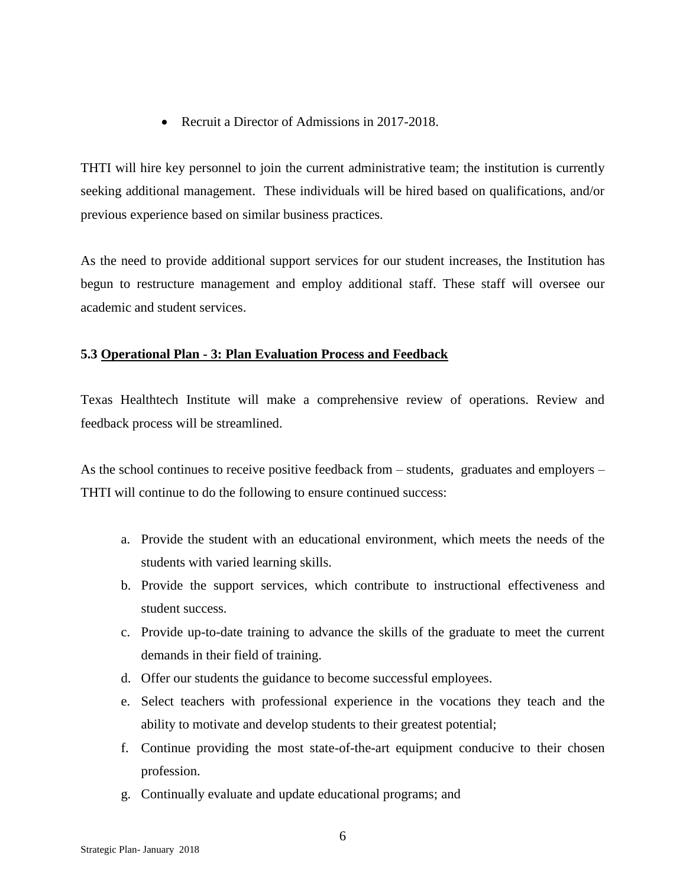- Recruit a Director of Admissions in 2017-2018.

THTI will hire key personnel to join the current administrative team; the institution is currently seeking additional management. These individuals will be hired based on qualifications, and/or previous experience based on similar business practices.

As the need to provide additional support services for our student increases, the Institution has begun to restructure management and employ additional staff. These staff will oversee our academic and student services.

### 5.3 Operational Plan - 3: Plan Evaluation Process and Feedback

Texas Healthtech Institute will make a comprehensive review of operations. Review and feedback process will be streamlined.

As the school continues to receive positive feedback from – students, graduates and employers – THTI will continue to do the following to ensure continued success:

a. Provide the student with an educational environment, which meets the needs of the students with varied learning skills.
b. Provide the support services, which contribute to instructional effectiveness and student success.
c. Provide up-to-date training to advance the skills of the graduate to meet the current demands in their field of training.
d. Offer our students the guidance to become successful employees.
e. Select teachers with professional experience in the vocations they teach and the ability to motivate and develop students to their greatest potential;
f. Continue providing the most state-of-the-art equipment conducive to their chosen profession.
g. Continually evaluate and update educational programs; and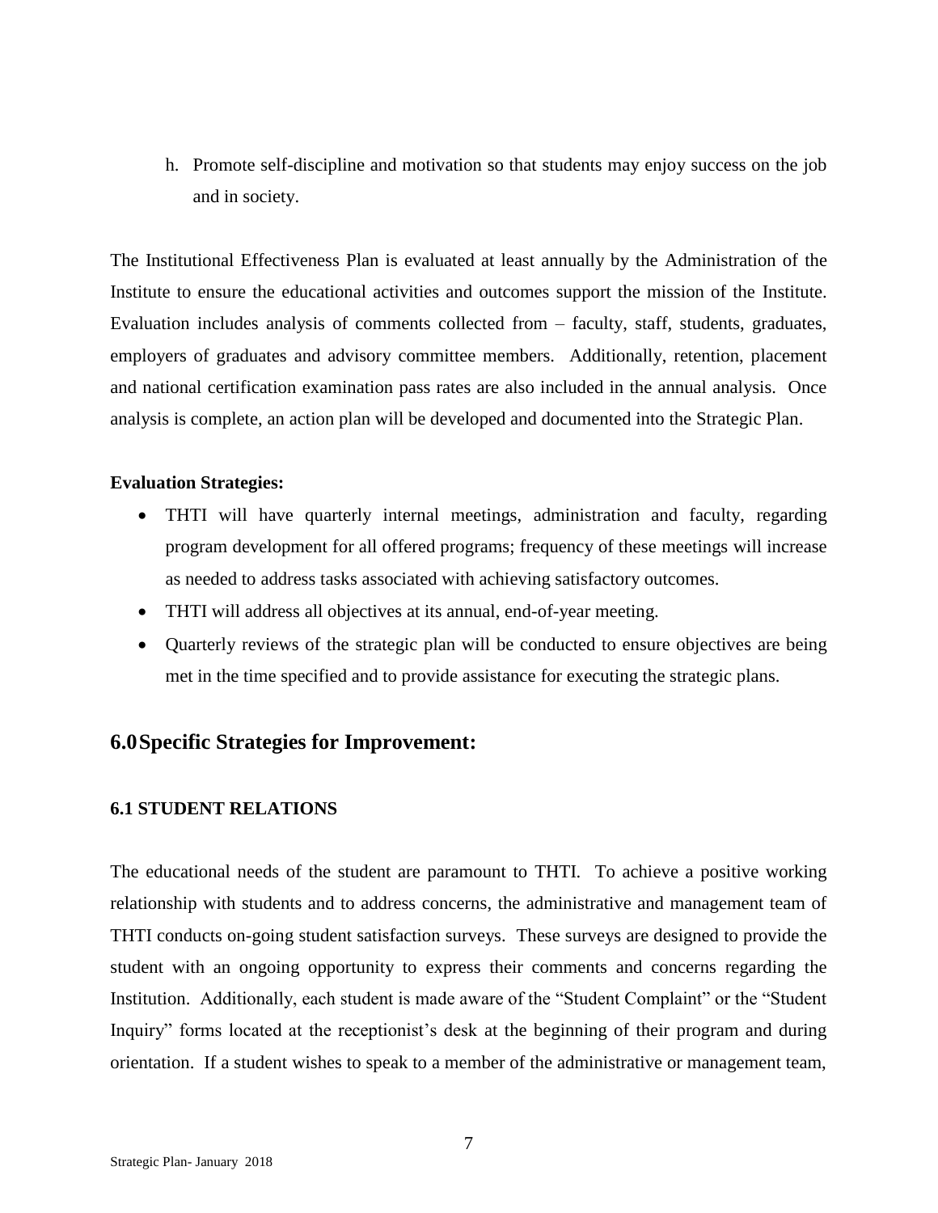h. Promote self-discipline and motivation so that students may enjoy success on the job and in society.

The Institutional Effectiveness Plan is evaluated at least annually by the Administration of the Institute to ensure the educational activities and outcomes support the mission of the Institute. Evaluation includes analysis of comments collected from – faculty, staff, students, graduates, employers of graduates and advisory committee members. Additionally, retention, placement and national certification examination pass rates are also included in the annual analysis. Once analysis is complete, an action plan will be developed and documented into the Strategic Plan.

**Evaluation Strategies:**

- THTI will have quarterly internal meetings, administration and faculty, regarding program development for all offered programs; frequency of these meetings will increase as needed to address tasks associated with achieving satisfactory outcomes.
- THTI will address all objectives at its annual, end-of-year meeting.
- Quarterly reviews of the strategic plan will be conducted to ensure objectives are being met in the time specified and to provide assistance for executing the strategic plans.

## 6.0 Specific Strategies for Improvement:

### 6.1 STUDENT RELATIONS

The educational needs of the student are paramount to THTI. To achieve a positive working relationship with students and to address concerns, the administrative and management team of THTI conducts on-going student satisfaction surveys. These surveys are designed to provide the student with an ongoing opportunity to express their comments and concerns regarding the Institution. Additionally, each student is made aware of the "Student Complaint" or the "Student Inquiry" forms located at the receptionist's desk at the beginning of their program and during orientation. If a student wishes to speak to a member of the administrative or management team,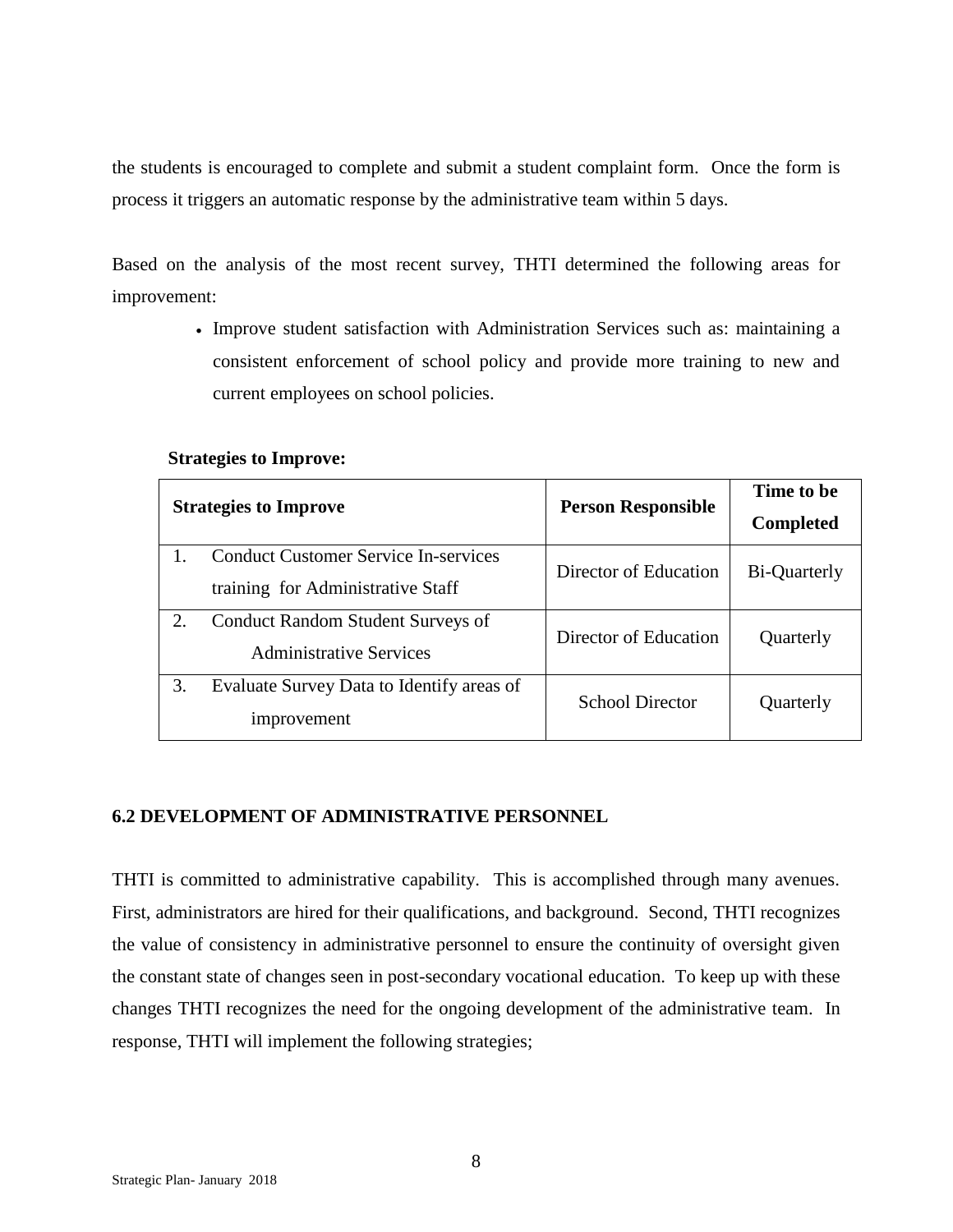the students is encouraged to complete and submit a student complaint form. Once the form is process it triggers an automatic response by the administrative team within 5 days.

Based on the analysis of the most recent survey, THTI determined the following areas for improvement:

- Improve student satisfaction with Administration Services such as: maintaining a consistent enforcement of school policy and provide more training to new and current employees on school policies.

**Strategies to Improve:**

| Strategies to Improve | Person Responsible | Time to be Completed |
|---|---|---|
| 1. Conduct Customer Service In-services training for Administrative Staff | Director of Education | Bi-Quarterly |
| 2. Conduct Random Student Surveys of Administrative Services | Director of Education | Quarterly |
| 3. Evaluate Survey Data to Identify areas of improvement | School Director | Quarterly |

## 6.2 DEVELOPMENT OF ADMINISTRATIVE PERSONNEL

THTI is committed to administrative capability. This is accomplished through many avenues. First, administrators are hired for their qualifications, and background. Second, THTI recognizes the value of consistency in administrative personnel to ensure the continuity of oversight given the constant state of changes seen in post-secondary vocational education. To keep up with these changes THTI recognizes the need for the ongoing development of the administrative team. In response, THTI will implement the following strategies;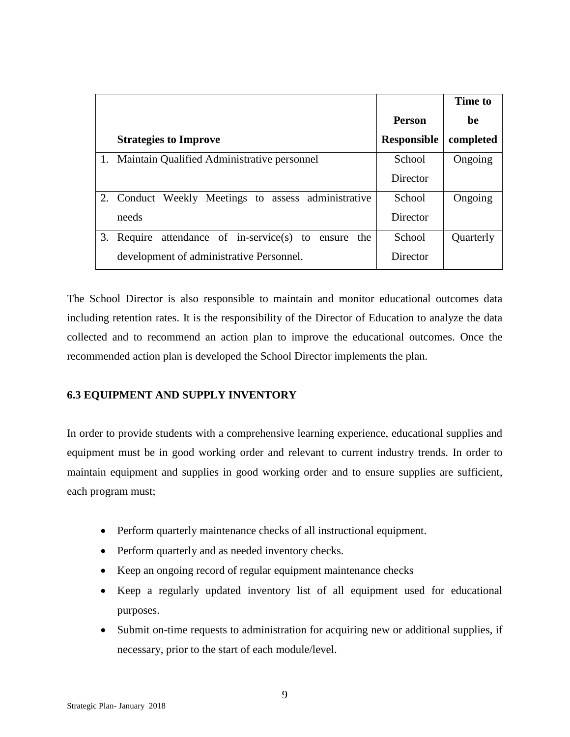| Strategies to Improve | Person Responsible | Time to be completed |
| --- | --- | --- |
| 1. Maintain Qualified Administrative personnel | School Director | Ongoing |
| 2. Conduct Weekly Meetings to assess administrative needs | School Director | Ongoing |
| 3. Require attendance of in-service(s) to ensure the development of administrative Personnel. | School Director | Quarterly |

The School Director is also responsible to maintain and monitor educational outcomes data including retention rates. It is the responsibility of the Director of Education to analyze the data collected and to recommend an action plan to improve the educational outcomes. Once the recommended action plan is developed the School Director implements the plan.

### 6.3 EQUIPMENT AND SUPPLY INVENTORY

In order to provide students with a comprehensive learning experience, educational supplies and equipment must be in good working order and relevant to current industry trends. In order to maintain equipment and supplies in good working order and to ensure supplies are sufficient, each program must;

- Perform quarterly maintenance checks of all instructional equipment.
- Perform quarterly and as needed inventory checks.
- Keep an ongoing record of regular equipment maintenance checks
- Keep a regularly updated inventory list of all equipment used for educational purposes.
- Submit on-time requests to administration for acquiring new or additional supplies, if necessary, prior to the start of each module/level.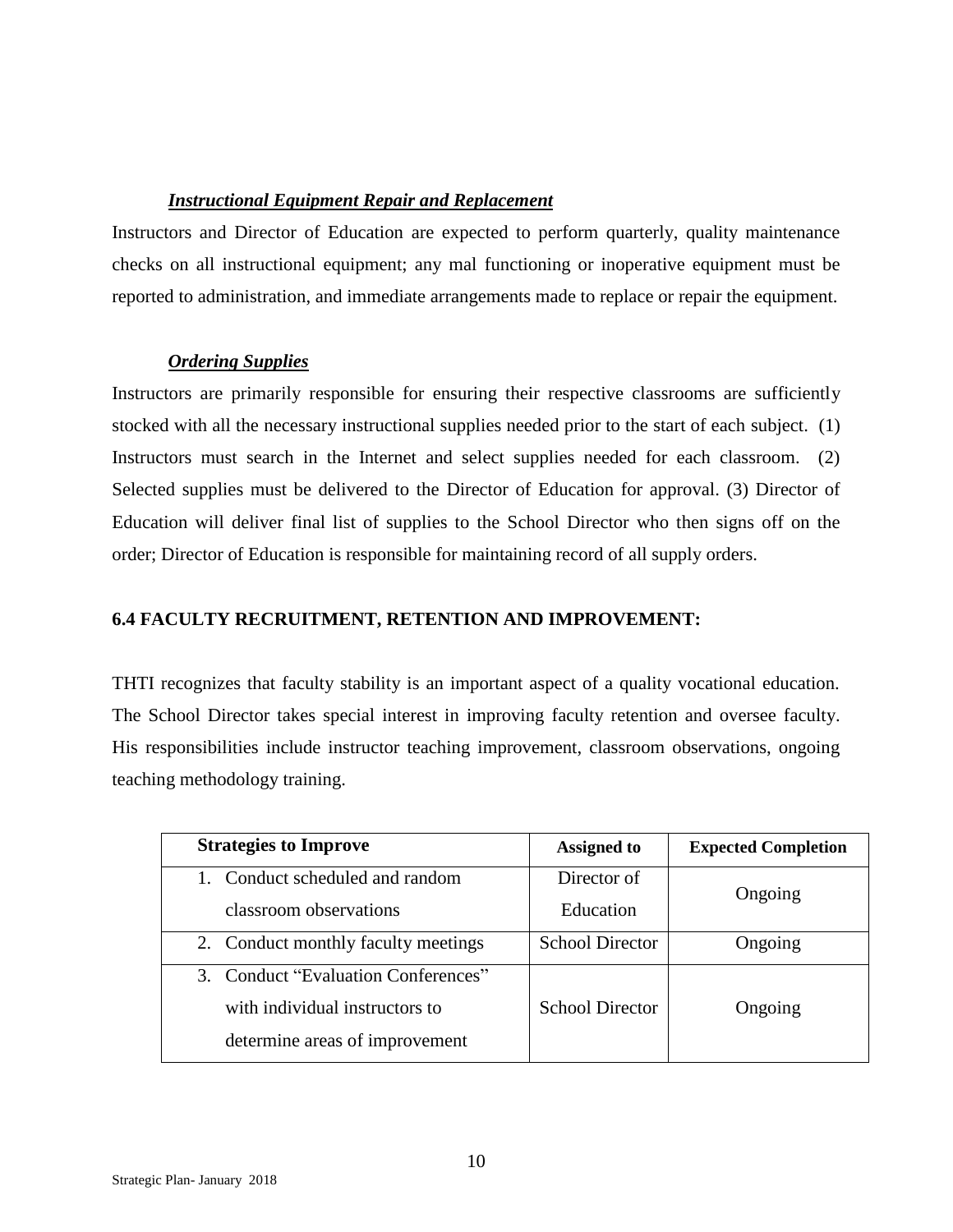***Instructional Equipment Repair and Replacement***

Instructors and Director of Education are expected to perform quarterly, quality maintenance checks on all instructional equipment; any mal functioning or inoperative equipment must be reported to administration, and immediate arrangements made to replace or repair the equipment.

***Ordering Supplies***

Instructors are primarily responsible for ensuring their respective classrooms are sufficiently stocked with all the necessary instructional supplies needed prior to the start of each subject. (1) Instructors must search in the Internet and select supplies needed for each classroom. (2) Selected supplies must be delivered to the Director of Education for approval. (3) Director of Education will deliver final list of supplies to the School Director who then signs off on the order; Director of Education is responsible for maintaining record of all supply orders.

## 6.4 FACULTY RECRUITMENT, RETENTION AND IMPROVEMENT:

THTI recognizes that faculty stability is an important aspect of a quality vocational education. The School Director takes special interest in improving faculty retention and oversee faculty. His responsibilities include instructor teaching improvement, classroom observations, ongoing teaching methodology training.

| **Strategies to Improve** | **Assigned to** | **Expected Completion** |
|---|---|---|
| 1. Conduct scheduled and random classroom observations | Director of Education | Ongoing |
| 2. Conduct monthly faculty meetings | School Director | Ongoing |
| 3. Conduct "Evaluation Conferences" with individual instructors to determine areas of improvement | School Director | Ongoing |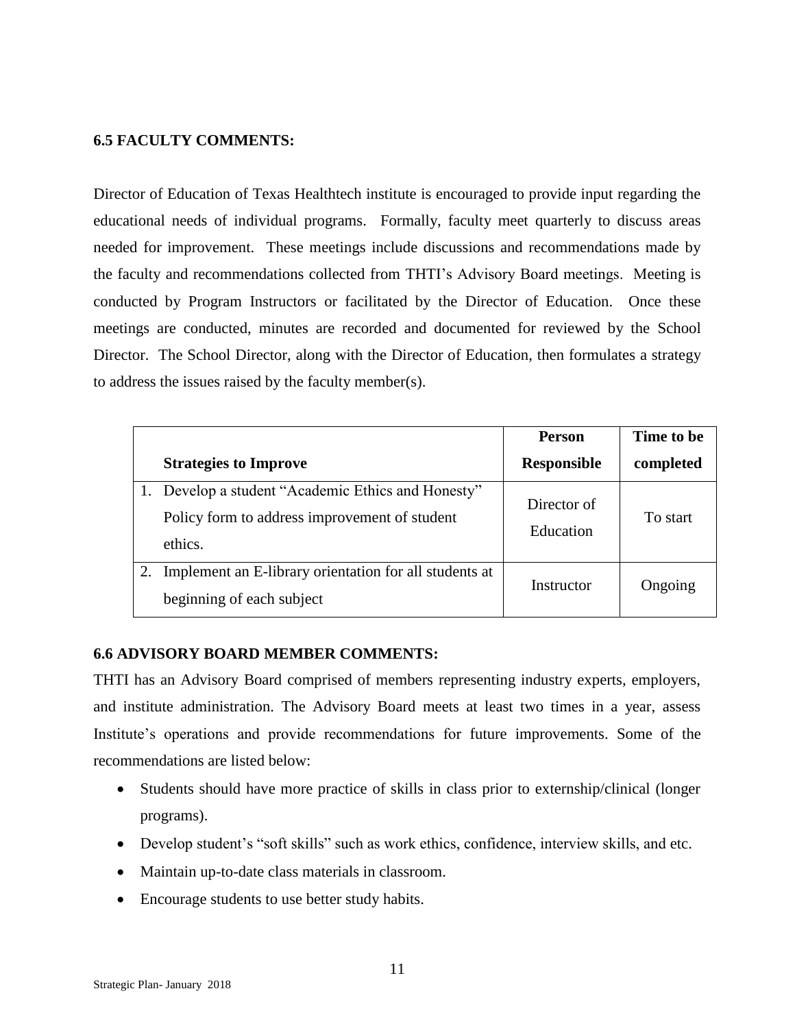**6.5 FACULTY COMMENTS:**

Director of Education of Texas Healthtech institute is encouraged to provide input regarding the educational needs of individual programs. Formally, faculty meet quarterly to discuss areas needed for improvement. These meetings include discussions and recommendations made by the faculty and recommendations collected from THTI's Advisory Board meetings. Meeting is conducted by Program Instructors or facilitated by the Director of Education. Once these meetings are conducted, minutes are recorded and documented for reviewed by the School Director. The School Director, along with the Director of Education, then formulates a strategy to address the issues raised by the faculty member(s).

| Strategies to Improve | Person Responsible | Time to be completed |
|---|---|---|
| 1. Develop a student "Academic Ethics and Honesty" Policy form to address improvement of student ethics. | Director of Education | To start |
| 2. Implement an E-library orientation for all students at beginning of each subject | Instructor | Ongoing |

**6.6 ADVISORY BOARD MEMBER COMMENTS:**

THTI has an Advisory Board comprised of members representing industry experts, employers, and institute administration. The Advisory Board meets at least two times in a year, assess Institute's operations and provide recommendations for future improvements. Some of the recommendations are listed below:

- Students should have more practice of skills in class prior to externship/clinical (longer programs).
- Develop student's "soft skills" such as work ethics, confidence, interview skills, and etc.
- Maintain up-to-date class materials in classroom.
- Encourage students to use better study habits.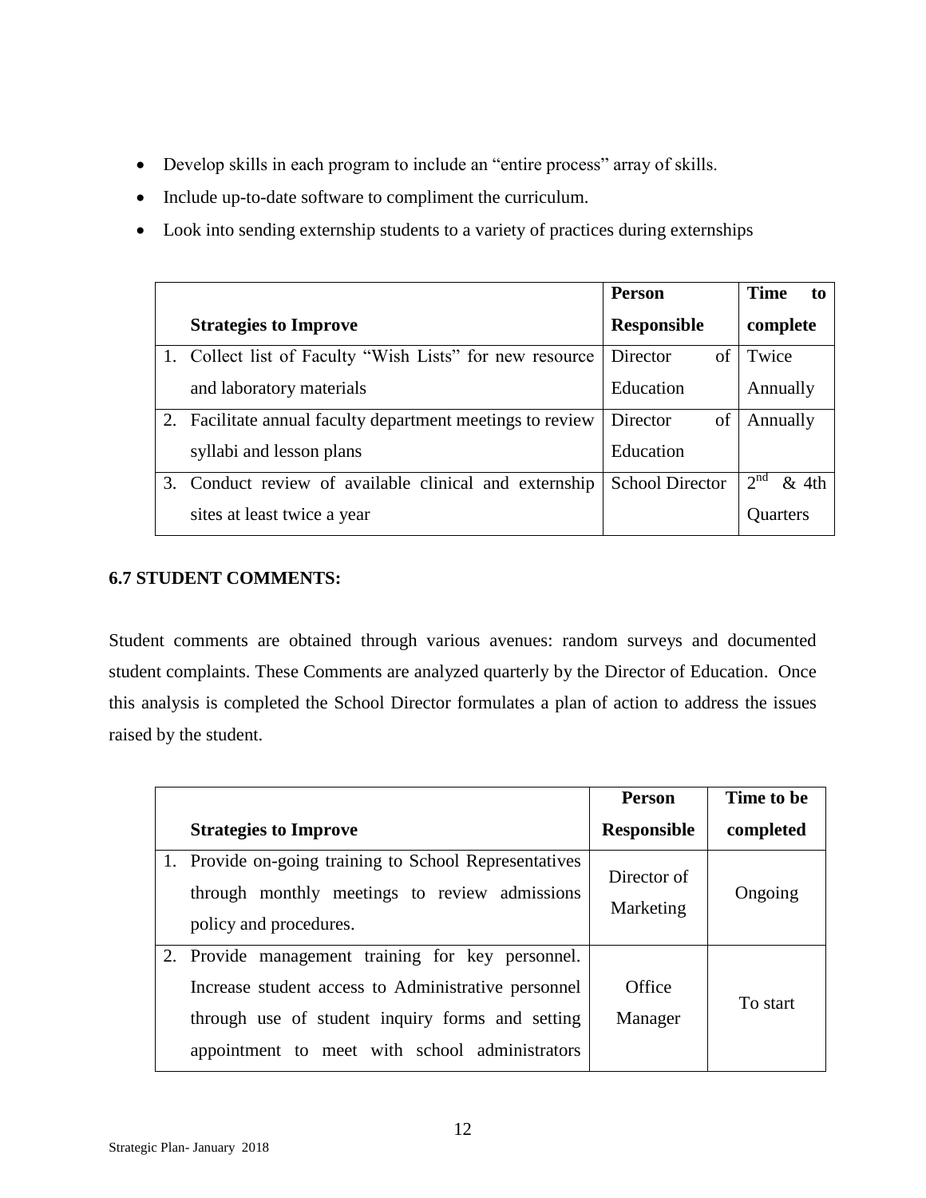- Develop skills in each program to include an "entire process" array of skills.
- Include up-to-date software to compliment the curriculum.
- Look into sending externship students to a variety of practices during externships

| Strategies to Improve | Person Responsible | Time to complete |
|---|---|---|
| 1. Collect list of Faculty "Wish Lists" for new resource and laboratory materials | Director of Education | Twice Annually |
| 2. Facilitate annual faculty department meetings to review syllabi and lesson plans | Director of Education | Annually |
| 3. Conduct review of available clinical and externship sites at least twice a year | School Director | 2nd & 4th Quarters |

### 6.7 STUDENT COMMENTS:

Student comments are obtained through various avenues: random surveys and documented student complaints. These Comments are analyzed quarterly by the Director of Education. Once this analysis is completed the School Director formulates a plan of action to address the issues raised by the student.

| Strategies to Improve | Person Responsible | Time to be completed |
|---|---|---|
| 1. Provide on-going training to School Representatives through monthly meetings to review admissions policy and procedures. | Director of Marketing | Ongoing |
| 2. Provide management training for key personnel. Increase student access to Administrative personnel through use of student inquiry forms and setting appointment to meet with school administrators | Office Manager | To start |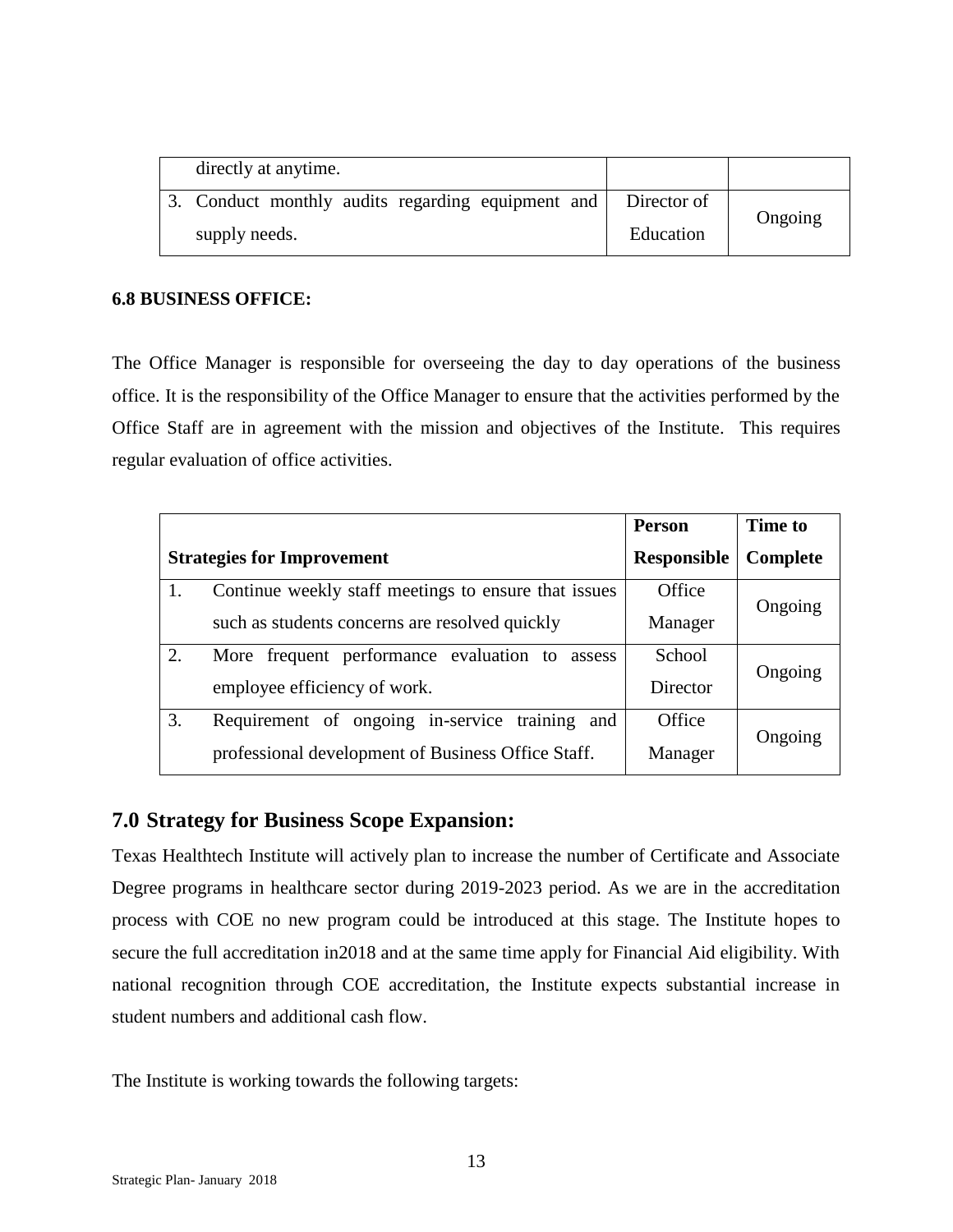| | | |
|---|---|---|
| directly at anytime. | | |
| 3. Conduct monthly audits regarding equipment and supply needs. | Director of Education | Ongoing |

**6.8 BUSINESS OFFICE:**

The Office Manager is responsible for overseeing the day to day operations of the business office. It is the responsibility of the Office Manager to ensure that the activities performed by the Office Staff are in agreement with the mission and objectives of the Institute. This requires regular evaluation of office activities.

| Strategies for Improvement | Person Responsible | Time to Complete |
|---|---|---|
| 1. Continue weekly staff meetings to ensure that issues such as students concerns are resolved quickly | Office Manager | Ongoing |
| 2. More frequent performance evaluation to assess employee efficiency of work. | School Director | Ongoing |
| 3. Requirement of ongoing in-service training and professional development of Business Office Staff. | Office Manager | Ongoing |

## 7.0 Strategy for Business Scope Expansion:

Texas Healthtech Institute will actively plan to increase the number of Certificate and Associate Degree programs in healthcare sector during 2019-2023 period. As we are in the accreditation process with COE no new program could be introduced at this stage. The Institute hopes to secure the full accreditation in2018 and at the same time apply for Financial Aid eligibility. With national recognition through COE accreditation, the Institute expects substantial increase in student numbers and additional cash flow.

The Institute is working towards the following targets: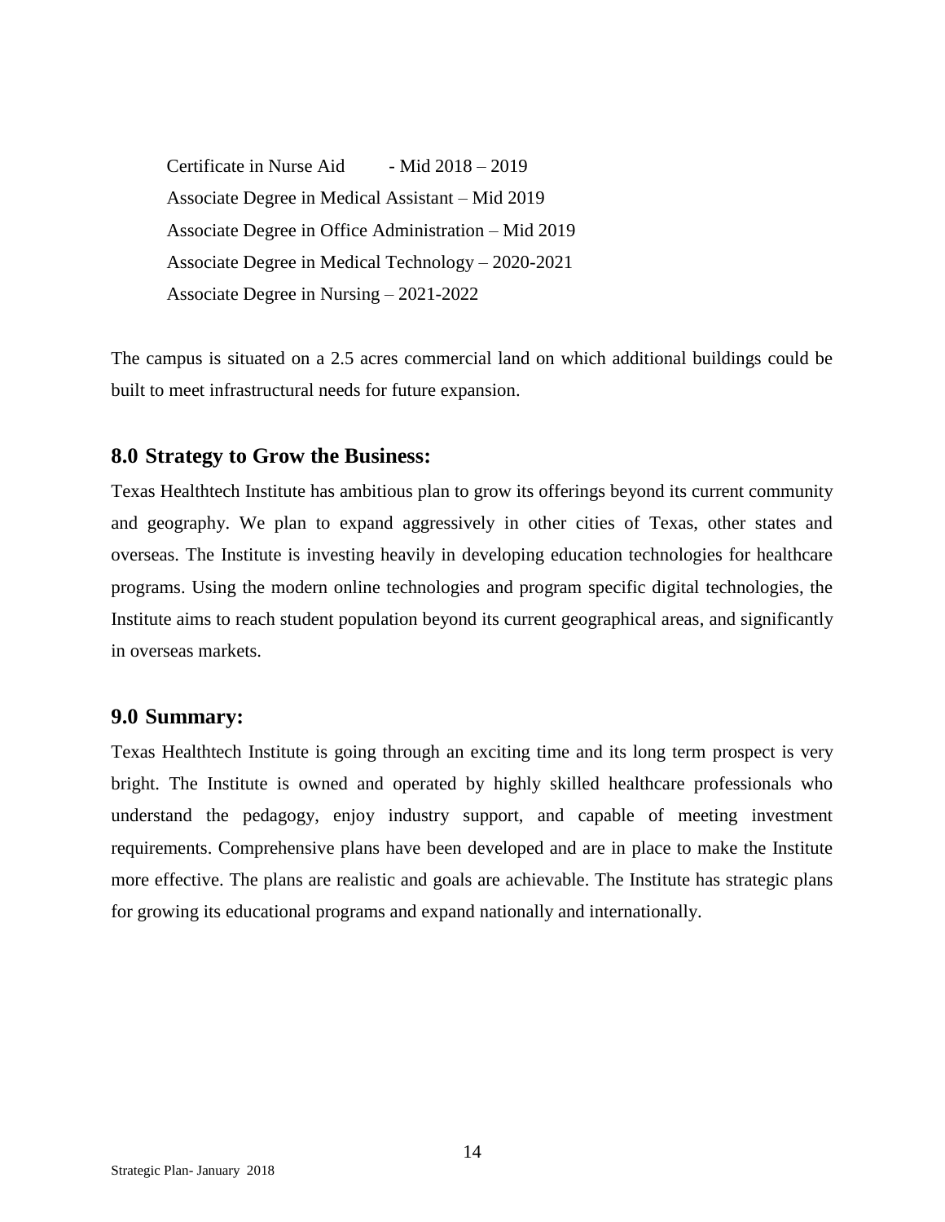Certificate in Nurse Aid - Mid 2018 – 2019

Associate Degree in Medical Assistant – Mid 2019

Associate Degree in Office Administration – Mid 2019

Associate Degree in Medical Technology – 2020-2021

Associate Degree in Nursing – 2021-2022

The campus is situated on a 2.5 acres commercial land on which additional buildings could be built to meet infrastructural needs for future expansion.

## 8.0 Strategy to Grow the Business:

Texas Healthtech Institute has ambitious plan to grow its offerings beyond its current community and geography. We plan to expand aggressively in other cities of Texas, other states and overseas. The Institute is investing heavily in developing education technologies for healthcare programs. Using the modern online technologies and program specific digital technologies, the Institute aims to reach student population beyond its current geographical areas, and significantly in overseas markets.

## 9.0 Summary:

Texas Healthtech Institute is going through an exciting time and its long term prospect is very bright. The Institute is owned and operated by highly skilled healthcare professionals who understand the pedagogy, enjoy industry support, and capable of meeting investment requirements. Comprehensive plans have been developed and are in place to make the Institute more effective. The plans are realistic and goals are achievable. The Institute has strategic plans for growing its educational programs and expand nationally and internationally.